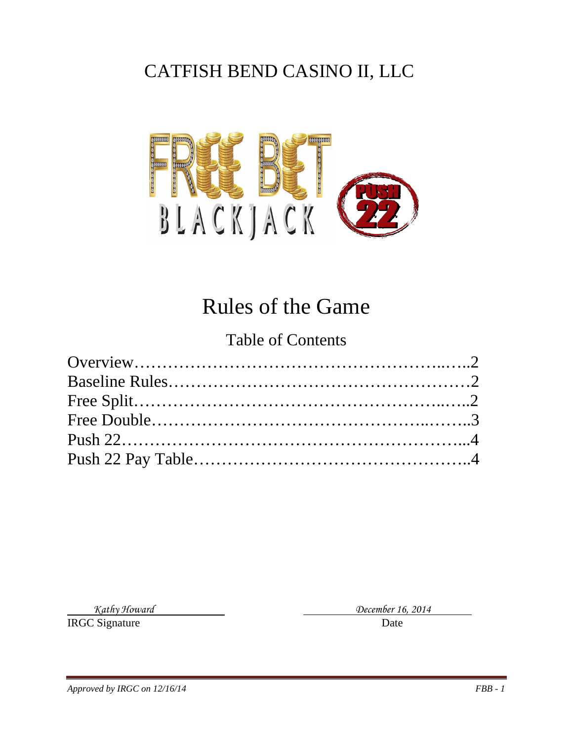# CATFISH BEND CASINO II, LLC

FREE BET BLACKJACK PUSH 22

# Rules of the Game

## Table of Contents

| | |
|---|---|
| Overview | 2 |
| Baseline Rules | 2 |
| Free Split | 2 |
| Free Double | 3 |
| Push 22 | 4 |
| Push 22 Pay Table | 4 |

*Kathy Howard*
IRGC Signature

*December 16, 2014*
Date

*Approved by IRGC on 12/16/14*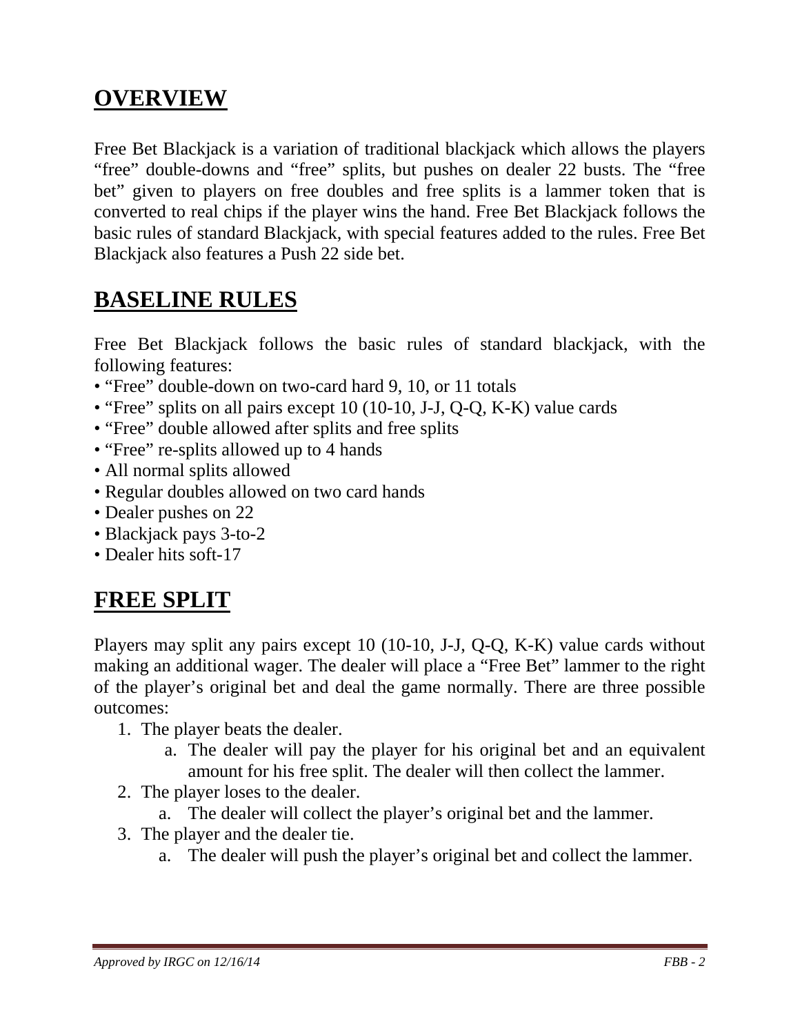## OVERVIEW

Free Bet Blackjack is a variation of traditional blackjack which allows the players "free" double-downs and "free" splits, but pushes on dealer 22 busts. The "free bet" given to players on free doubles and free splits is a lammer token that is converted to real chips if the player wins the hand. Free Bet Blackjack follows the basic rules of standard Blackjack, with special features added to the rules. Free Bet Blackjack also features a Push 22 side bet.

## BASELINE RULES

Free Bet Blackjack follows the basic rules of standard blackjack, with the following features:

- "Free" double-down on two-card hard 9, 10, or 11 totals
- "Free" splits on all pairs except 10 (10-10, J-J, Q-Q, K-K) value cards
- "Free" double allowed after splits and free splits
- "Free" re-splits allowed up to 4 hands
- All normal splits allowed
- Regular doubles allowed on two card hands
- Dealer pushes on 22
- Blackjack pays 3-to-2
- Dealer hits soft-17

## FREE SPLIT

Players may split any pairs except 10 (10-10, J-J, Q-Q, K-K) value cards without making an additional wager. The dealer will place a "Free Bet" lammer to the right of the player's original bet and deal the game normally. There are three possible outcomes:

1. The player beats the dealer.
   a. The dealer will pay the player for his original bet and an equivalent amount for his free split. The dealer will then collect the lammer.
2. The player loses to the dealer.
   a. The dealer will collect the player's original bet and the lammer.
3. The player and the dealer tie.
   a. The dealer will push the player's original bet and collect the lammer.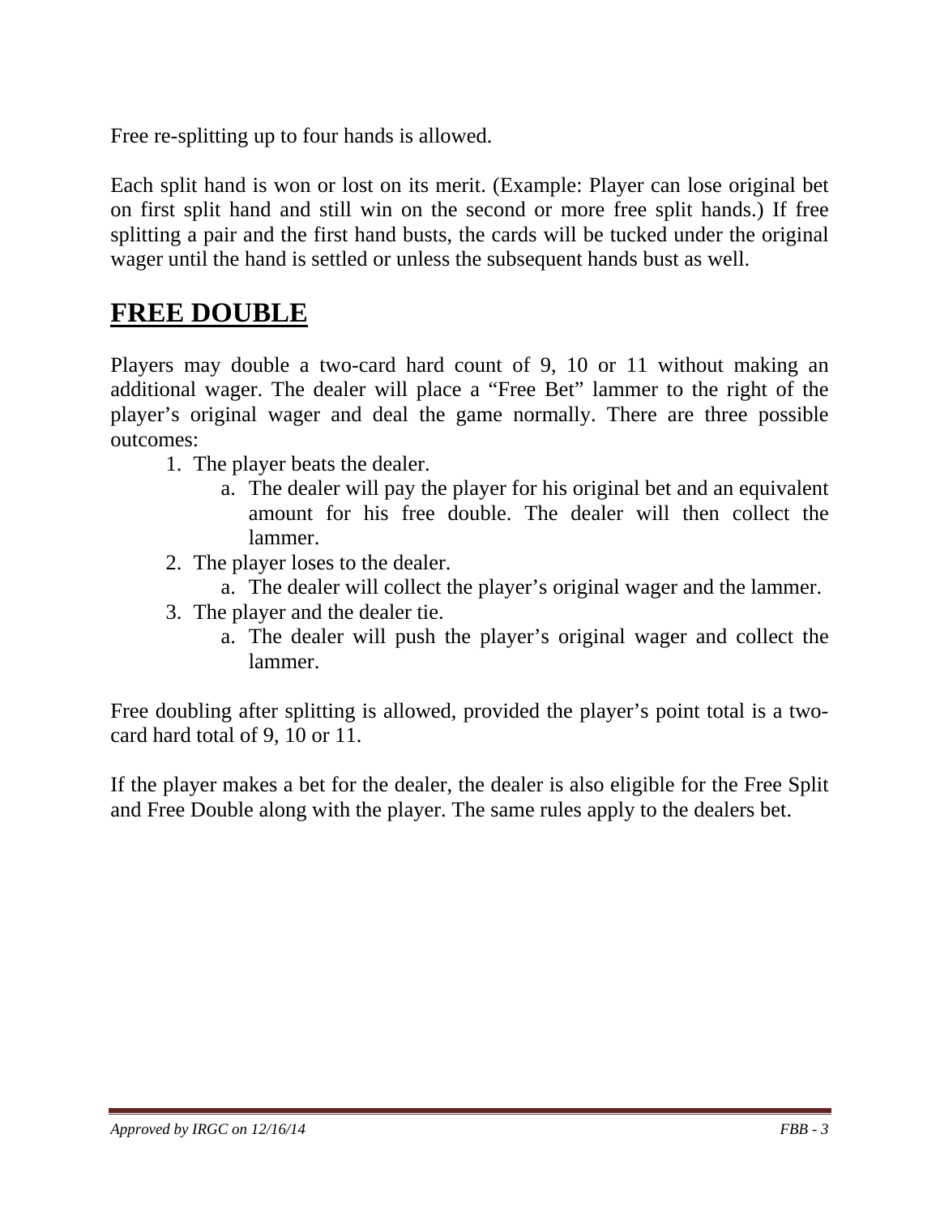Free re-splitting up to four hands is allowed.

Each split hand is won or lost on its merit. (Example: Player can lose original bet on first split hand and still win on the second or more free split hands.) If free splitting a pair and the first hand busts, the cards will be tucked under the original wager until the hand is settled or unless the subsequent hands bust as well.

## FREE DOUBLE

Players may double a two-card hard count of 9, 10 or 11 without making an additional wager. The dealer will place a "Free Bet" lammer to the right of the player's original wager and deal the game normally. There are three possible outcomes:

1. The player beats the dealer.
    a. The dealer will pay the player for his original bet and an equivalent amount for his free double. The dealer will then collect the lammer.
2. The player loses to the dealer.
    a. The dealer will collect the player's original wager and the lammer.
3. The player and the dealer tie.
    a. The dealer will push the player's original wager and collect the lammer.

Free doubling after splitting is allowed, provided the player's point total is a two-card hard total of 9, 10 or 11.

If the player makes a bet for the dealer, the dealer is also eligible for the Free Split and Free Double along with the player. The same rules apply to the dealers bet.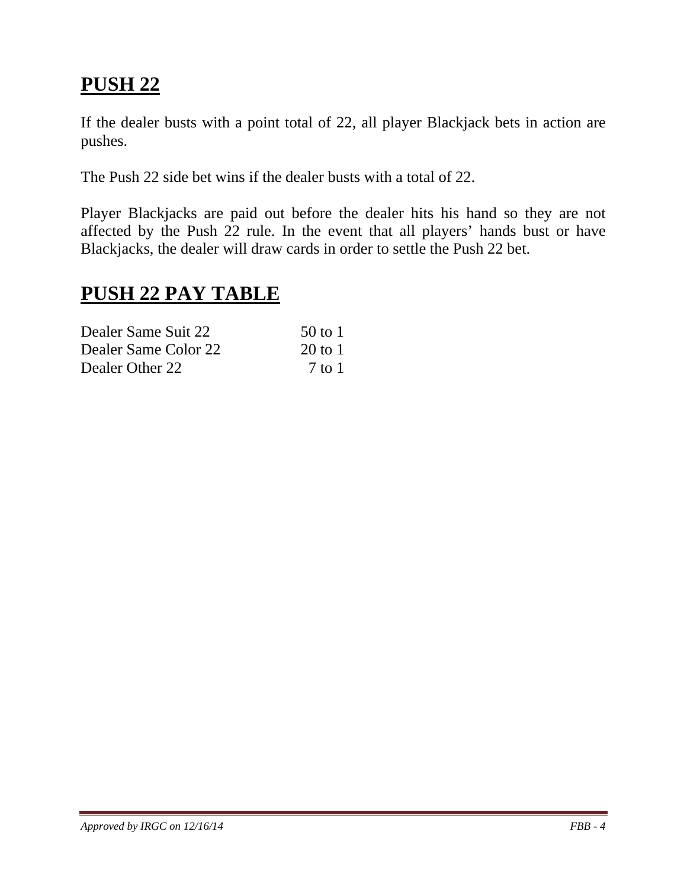## PUSH 22

If the dealer busts with a point total of 22, all player Blackjack bets in action are pushes.

The Push 22 side bet wins if the dealer busts with a total of 22.

Player Blackjacks are paid out before the dealer hits his hand so they are not affected by the Push 22 rule. In the event that all players' hands bust or have Blackjacks, the dealer will draw cards in order to settle the Push 22 bet.

## PUSH 22 PAY TABLE

| | |
|---|---|
| Dealer Same Suit 22 | 50 to 1 |
| Dealer Same Color 22 | 20 to 1 |
| Dealer Other 22 | 7 to 1 |